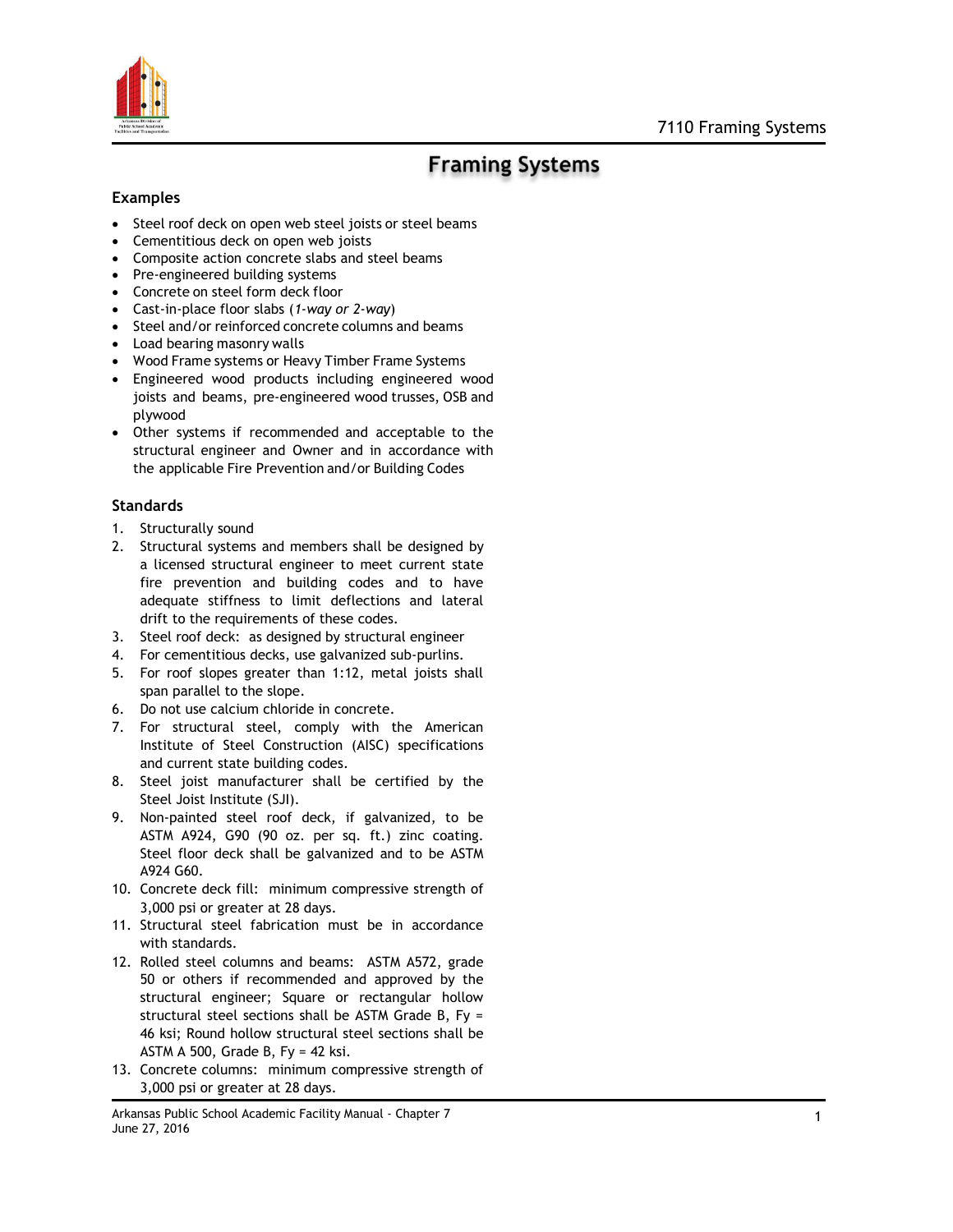# Framing Systems

## Examples

- Steel roof deck on open web steel joists or steel beams
- Cementitious deck on open web joists
- Composite action concrete slabs and steel beams
- Pre-engineered building systems
- Concrete on steel form deck floor
- Cast-in-place floor slabs (*1-way or 2-way*)
- Steel and/or reinforced concrete columns and beams
- Load bearing masonry walls
- Wood Frame systems or Heavy Timber Frame Systems
- Engineered wood products including engineered wood joists and beams, pre-engineered wood trusses, OSB and plywood
- Other systems if recommended and acceptable to the structural engineer and Owner and in accordance with the applicable Fire Prevention and/or Building Codes

## Standards

1. Structurally sound
2. Structural systems and members shall be designed by a licensed structural engineer to meet current state fire prevention and building codes and to have adequate stiffness to limit deflections and lateral drift to the requirements of these codes.
3. Steel roof deck: as designed by structural engineer
4. For cementitious decks, use galvanized sub-purlins.
5. For roof slopes greater than 1:12, metal joists shall span parallel to the slope.
6. Do not use calcium chloride in concrete.
7. For structural steel, comply with the American Institute of Steel Construction (AISC) specifications and current state building codes.
8. Steel joist manufacturer shall be certified by the Steel Joist Institute (SJI).
9. Non-painted steel roof deck, if galvanized, to be ASTM A924, G90 (90 oz. per sq. ft.) zinc coating. Steel floor deck shall be galvanized and to be ASTM A924 G60.
10. Concrete deck fill: minimum compressive strength of 3,000 psi or greater at 28 days.
11. Structural steel fabrication must be in accordance with standards.
12. Rolled steel columns and beams: ASTM A572, grade 50 or others if recommended and approved by the structural engineer; Square or rectangular hollow structural steel sections shall be ASTM Grade B, Fy = 46 ksi; Round hollow structural steel sections shall be ASTM A 500, Grade B, Fy = 42 ksi.
13. Concrete columns: minimum compressive strength of 3,000 psi or greater at 28 days.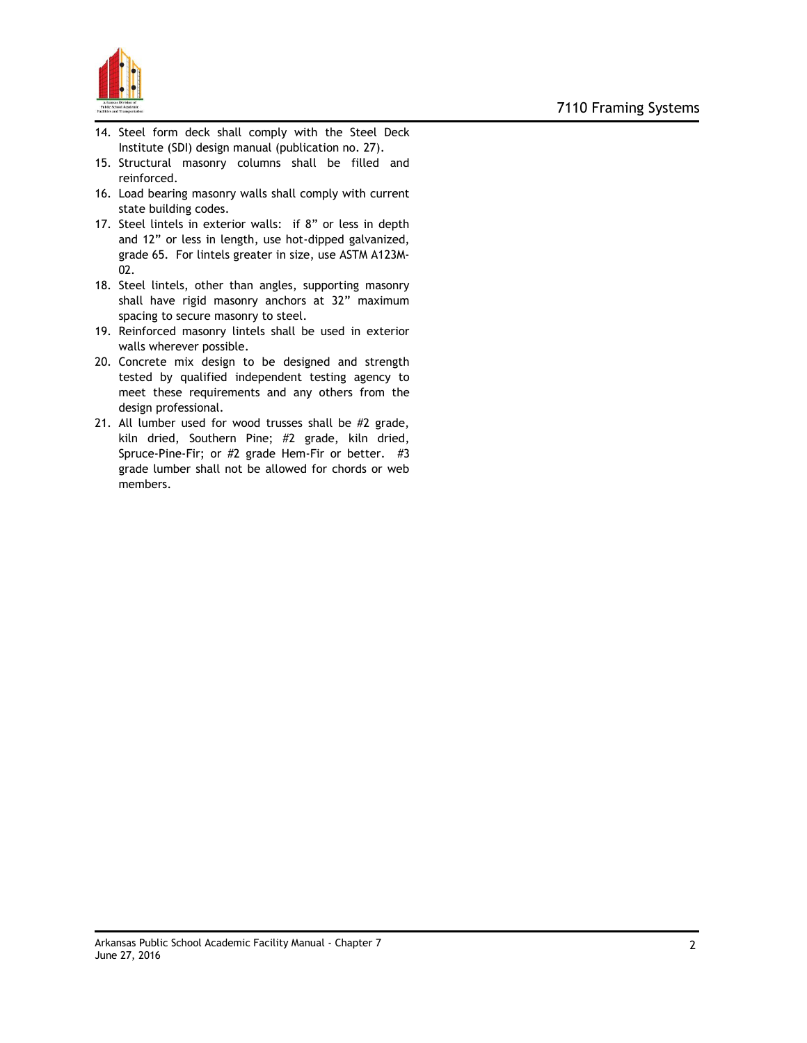14. Steel form deck shall comply with the Steel Deck Institute (SDI) design manual (publication no. 27).
15. Structural masonry columns shall be filled and reinforced.
16. Load bearing masonry walls shall comply with current state building codes.
17. Steel lintels in exterior walls: if 8" or less in depth and 12" or less in length, use hot-dipped galvanized, grade 65. For lintels greater in size, use ASTM A123M-02.
18. Steel lintels, other than angles, supporting masonry shall have rigid masonry anchors at 32" maximum spacing to secure masonry to steel.
19. Reinforced masonry lintels shall be used in exterior walls wherever possible.
20. Concrete mix design to be designed and strength tested by qualified independent testing agency to meet these requirements and any others from the design professional.
21. All lumber used for wood trusses shall be #2 grade, kiln dried, Southern Pine; #2 grade, kiln dried, Spruce-Pine-Fir; or #2 grade Hem-Fir or better. #3 grade lumber shall not be allowed for chords or web members.